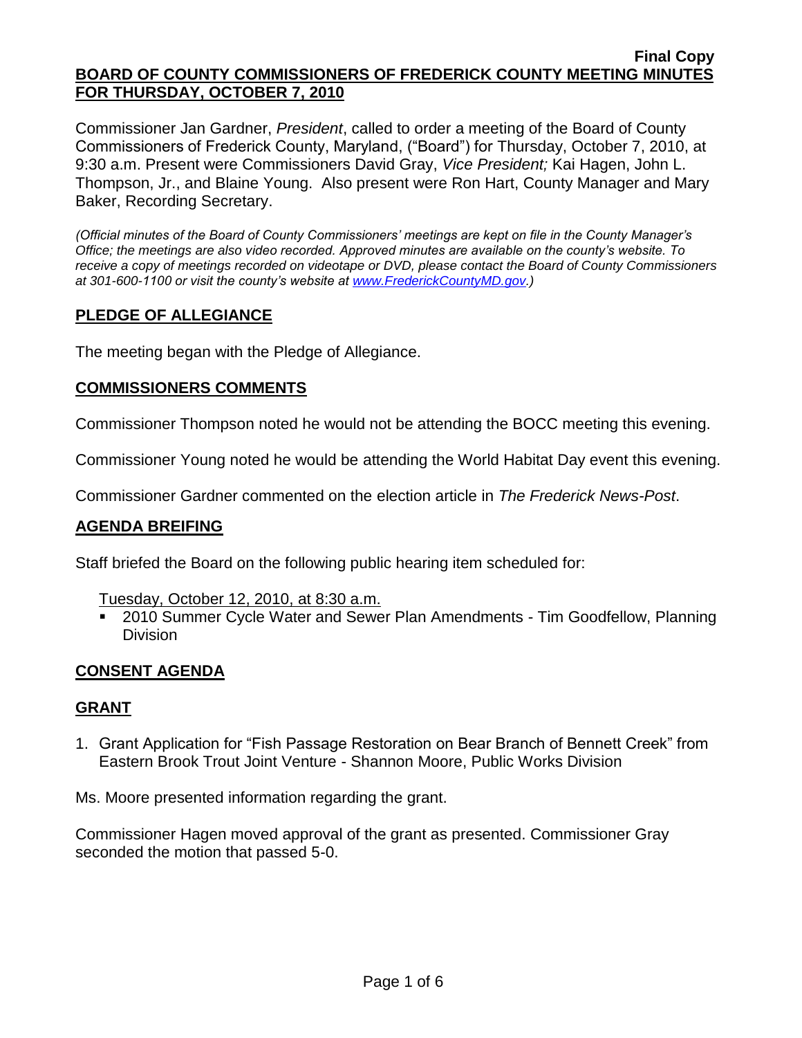**Final Copy**

**BOARD OF COUNTY COMMISSIONERS OF FREDERICK COUNTY MEETING MINUTES FOR THURSDAY, OCTOBER 7, 2010**

Commissioner Jan Gardner, *President*, called to order a meeting of the Board of County Commissioners of Frederick County, Maryland, ("Board") for Thursday, October 7, 2010, at 9:30 a.m. Present were Commissioners David Gray, *Vice President;* Kai Hagen, John L. Thompson, Jr., and Blaine Young. Also present were Ron Hart, County Manager and Mary Baker, Recording Secretary.

*(Official minutes of the Board of County Commissioners' meetings are kept on file in the County Manager's Office; the meetings are also video recorded. Approved minutes are available on the county's website. To receive a copy of meetings recorded on videotape or DVD, please contact the Board of County Commissioners at 301-600-1100 or visit the county's website at www.FrederickCountyMD.gov.)*

## PLEDGE OF ALLEGIANCE

The meeting began with the Pledge of Allegiance.

## COMMISSIONERS COMMENTS

Commissioner Thompson noted he would not be attending the BOCC meeting this evening.

Commissioner Young noted he would be attending the World Habitat Day event this evening.

Commissioner Gardner commented on the election article in *The Frederick News-Post*.

## AGENDA BREIFING

Staff briefed the Board on the following public hearing item scheduled for:

Tuesday, October 12, 2010, at 8:30 a.m.

- 2010 Summer Cycle Water and Sewer Plan Amendments - Tim Goodfellow, Planning Division

## CONSENT AGENDA

## GRANT

1. Grant Application for "Fish Passage Restoration on Bear Branch of Bennett Creek" from Eastern Brook Trout Joint Venture - Shannon Moore, Public Works Division

Ms. Moore presented information regarding the grant.

Commissioner Hagen moved approval of the grant as presented. Commissioner Gray seconded the motion that passed 5-0.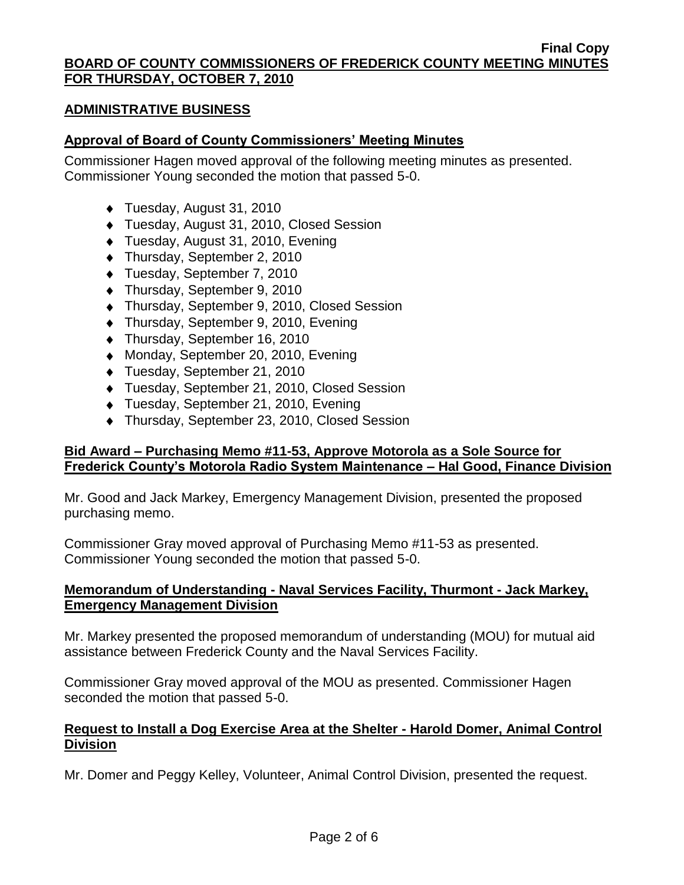**Final Copy**

**BOARD OF COUNTY COMMISSIONERS OF FREDERICK COUNTY MEETING MINUTES FOR THURSDAY, OCTOBER 7, 2010**

## ADMINISTRATIVE BUSINESS

### Approval of Board of County Commissioners' Meeting Minutes

Commissioner Hagen moved approval of the following meeting minutes as presented. Commissioner Young seconded the motion that passed 5-0.

- Tuesday, August 31, 2010
- Tuesday, August 31, 2010, Closed Session
- Tuesday, August 31, 2010, Evening
- Thursday, September 2, 2010
- Tuesday, September 7, 2010
- Thursday, September 9, 2010
- Thursday, September 9, 2010, Closed Session
- Thursday, September 9, 2010, Evening
- Thursday, September 16, 2010
- Monday, September 20, 2010, Evening
- Tuesday, September 21, 2010
- Tuesday, September 21, 2010, Closed Session
- Tuesday, September 21, 2010, Evening
- Thursday, September 23, 2010, Closed Session

### Bid Award – Purchasing Memo #11-53, Approve Motorola as a Sole Source for Frederick County's Motorola Radio System Maintenance – Hal Good, Finance Division

Mr. Good and Jack Markey, Emergency Management Division, presented the proposed purchasing memo.

Commissioner Gray moved approval of Purchasing Memo #11-53 as presented. Commissioner Young seconded the motion that passed 5-0.

### Memorandum of Understanding - Naval Services Facility, Thurmont - Jack Markey, Emergency Management Division

Mr. Markey presented the proposed memorandum of understanding (MOU) for mutual aid assistance between Frederick County and the Naval Services Facility.

Commissioner Gray moved approval of the MOU as presented. Commissioner Hagen seconded the motion that passed 5-0.

### Request to Install a Dog Exercise Area at the Shelter - Harold Domer, Animal Control Division

Mr. Domer and Peggy Kelley, Volunteer, Animal Control Division, presented the request.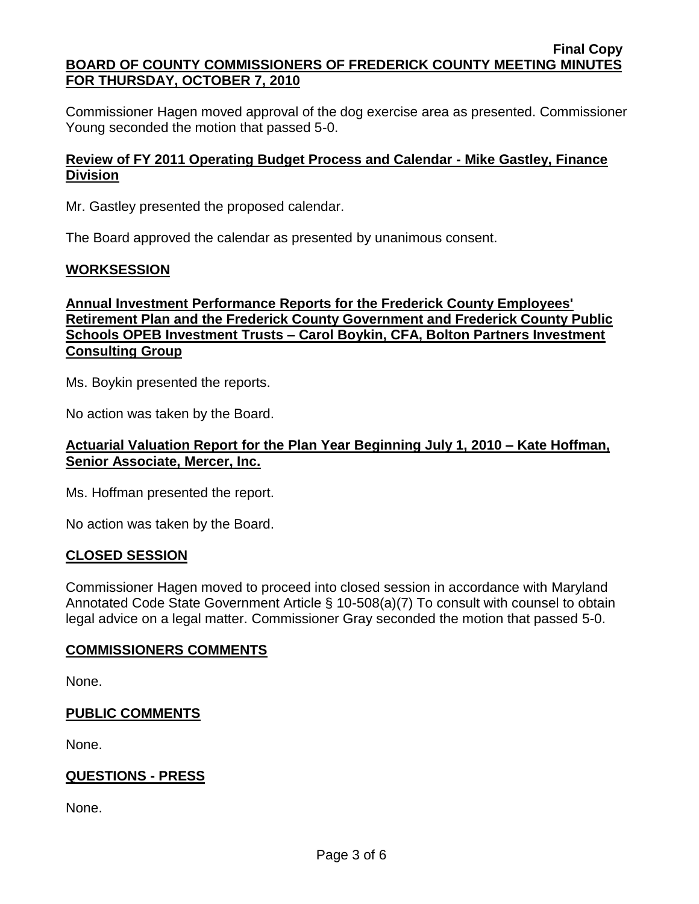Commissioner Hagen moved approval of the dog exercise area as presented. Commissioner Young seconded the motion that passed 5-0.

## Review of FY 2011 Operating Budget Process and Calendar - Mike Gastley, Finance Division

Mr. Gastley presented the proposed calendar.

The Board approved the calendar as presented by unanimous consent.

## WORKSESSION

## Annual Investment Performance Reports for the Frederick County Employees' Retirement Plan and the Frederick County Government and Frederick County Public Schools OPEB Investment Trusts – Carol Boykin, CFA, Bolton Partners Investment Consulting Group

Ms. Boykin presented the reports.

No action was taken by the Board.

## Actuarial Valuation Report for the Plan Year Beginning July 1, 2010 – Kate Hoffman, Senior Associate, Mercer, Inc.

Ms. Hoffman presented the report.

No action was taken by the Board.

## CLOSED SESSION

Commissioner Hagen moved to proceed into closed session in accordance with Maryland Annotated Code State Government Article § 10-508(a)(7) To consult with counsel to obtain legal advice on a legal matter. Commissioner Gray seconded the motion that passed 5-0.

## COMMISSIONERS COMMENTS

None.

## PUBLIC COMMENTS

None.

## QUESTIONS - PRESS

None.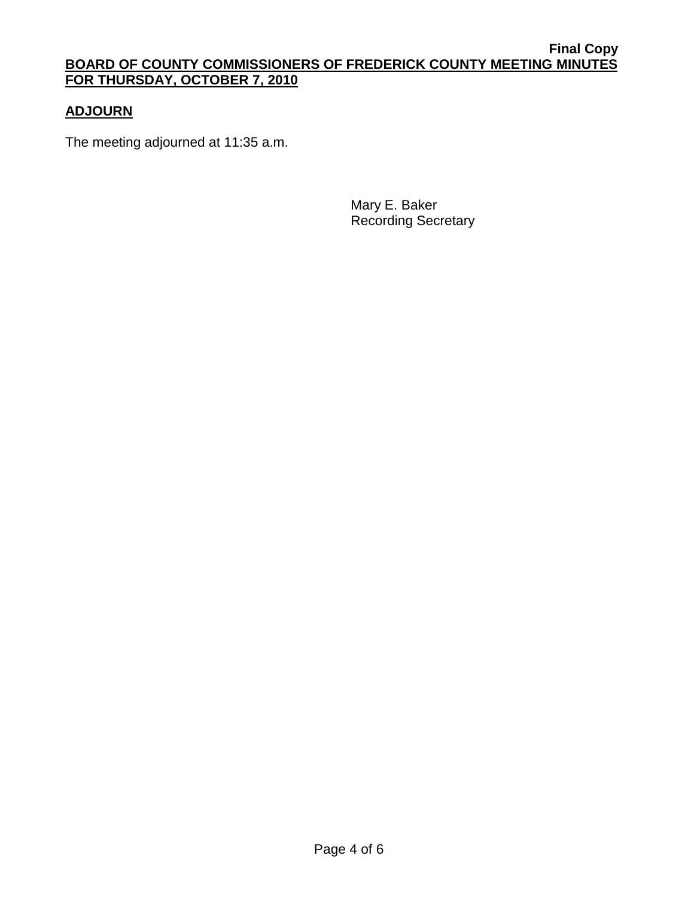## ADJOURN

The meeting adjourned at 11:35 a.m.

Mary E. Baker
Recording Secretary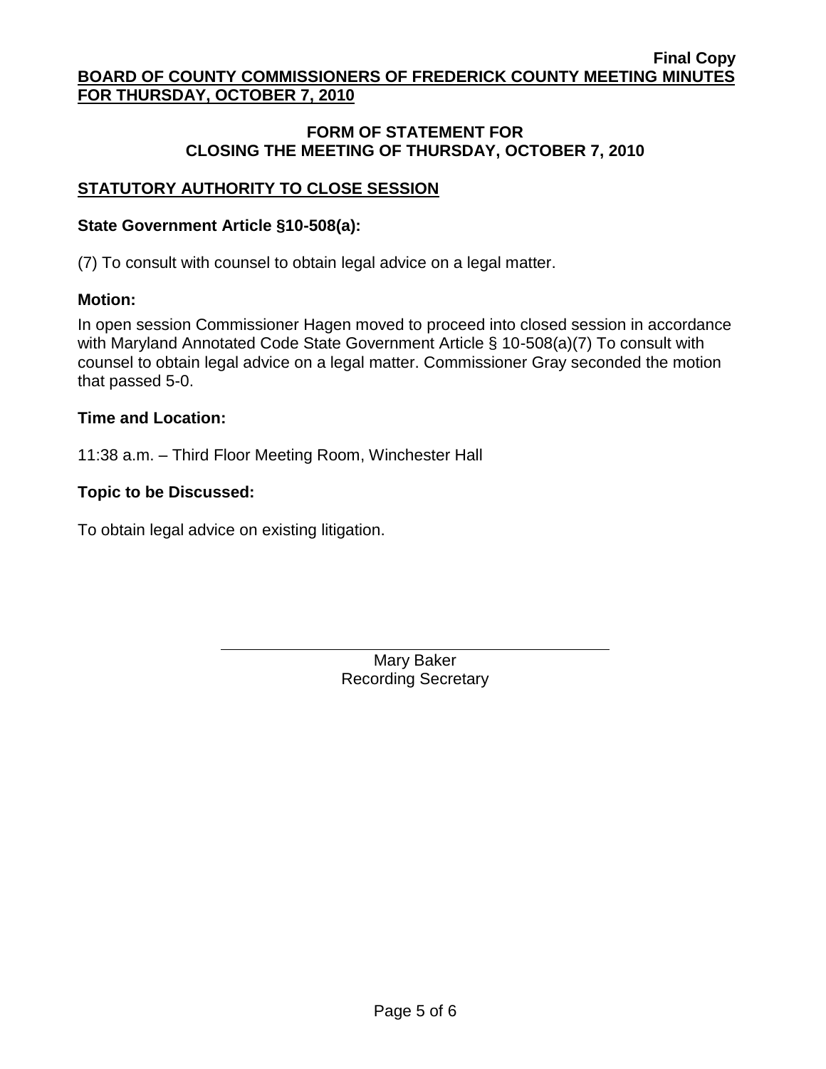## FORM OF STATEMENT FOR CLOSING THE MEETING OF THURSDAY, OCTOBER 7, 2010

### STATUTORY AUTHORITY TO CLOSE SESSION

**State Government Article §10-508(a):**

(7) To consult with counsel to obtain legal advice on a legal matter.

**Motion:**

In open session Commissioner Hagen moved to proceed into closed session in accordance with Maryland Annotated Code State Government Article § 10-508(a)(7) To consult with counsel to obtain legal advice on a legal matter. Commissioner Gray seconded the motion that passed 5-0.

**Time and Location:**

11:38 a.m. – Third Floor Meeting Room, Winchester Hall

**Topic to be Discussed:**

To obtain legal advice on existing litigation.

Mary Baker
Recording Secretary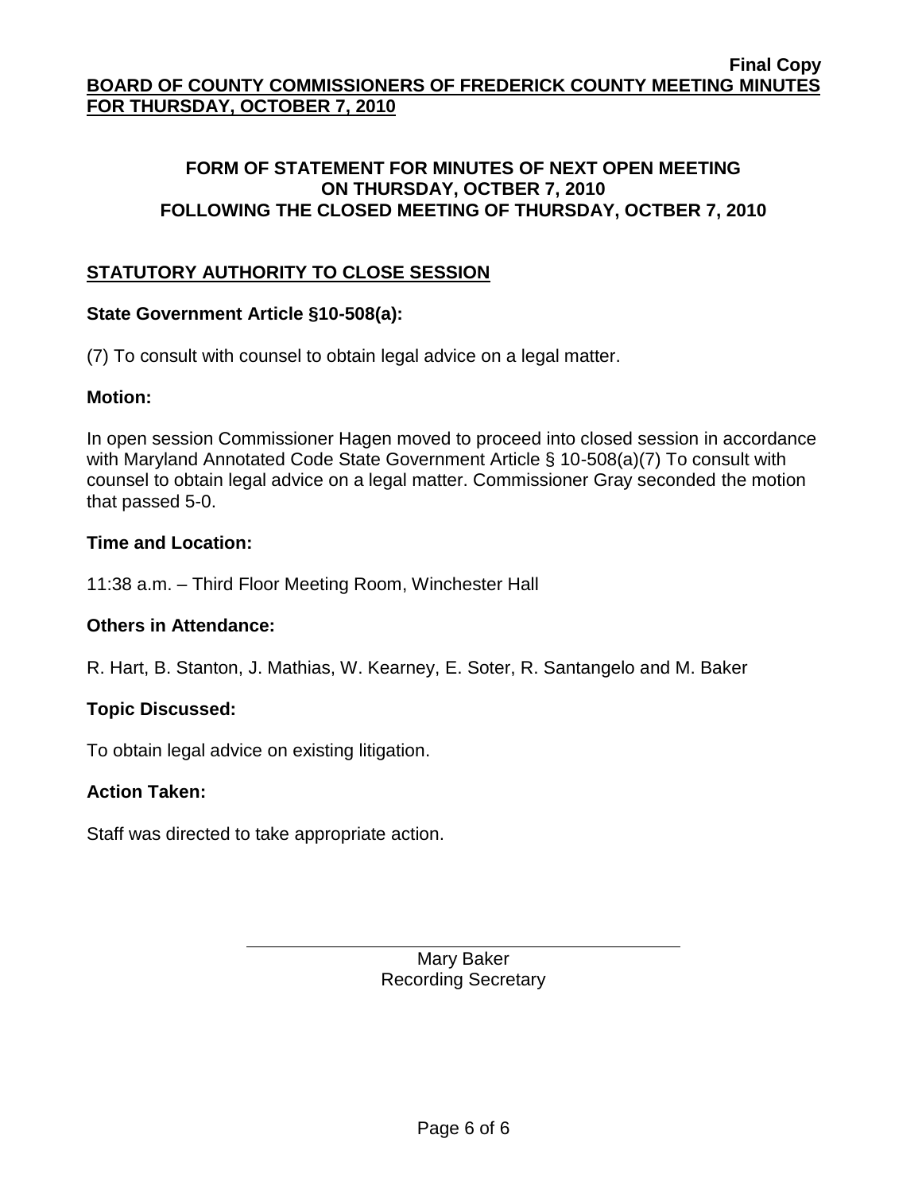## FORM OF STATEMENT FOR MINUTES OF NEXT OPEN MEETING ON THURSDAY, OCTBER 7, 2010 FOLLOWING THE CLOSED MEETING OF THURSDAY, OCTBER 7, 2010

## STATUTORY AUTHORITY TO CLOSE SESSION

### State Government Article §10-508(a):

(7) To consult with counsel to obtain legal advice on a legal matter.

### Motion:

In open session Commissioner Hagen moved to proceed into closed session in accordance with Maryland Annotated Code State Government Article § 10-508(a)(7) To consult with counsel to obtain legal advice on a legal matter. Commissioner Gray seconded the motion that passed 5-0.

### Time and Location:

11:38 a.m. – Third Floor Meeting Room, Winchester Hall

### Others in Attendance:

R. Hart, B. Stanton, J. Mathias, W. Kearney, E. Soter, R. Santangelo and M. Baker

### Topic Discussed:

To obtain legal advice on existing litigation.

### Action Taken:

Staff was directed to take appropriate action.

Mary Baker
Recording Secretary